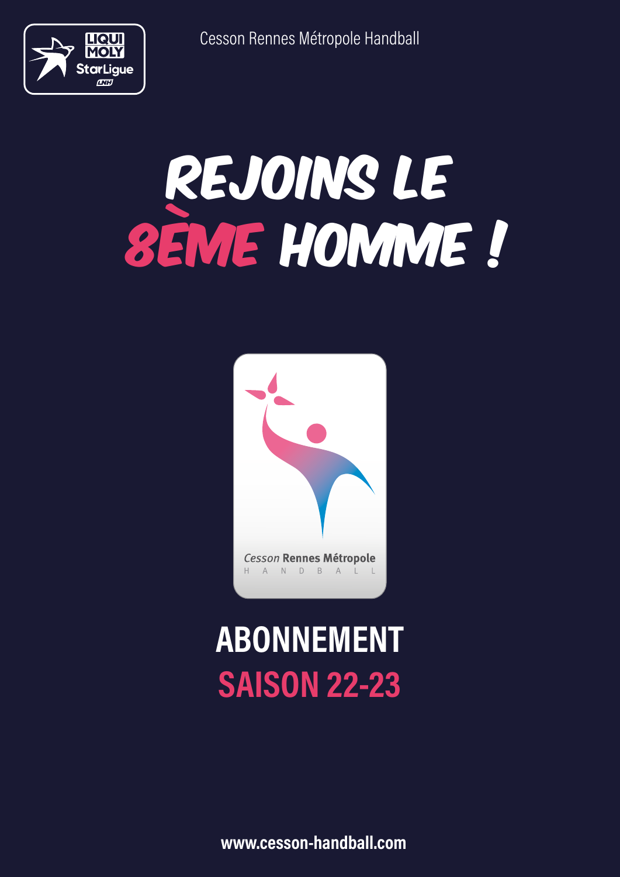Cesson Rennes Métropole Handball

# REJOINS LE 8ÈME HOMME !

Cesson Rennes Métropole
HANDBALL

## ABONNEMENT
## SAISON 22-23

**www.cesson-handball.com**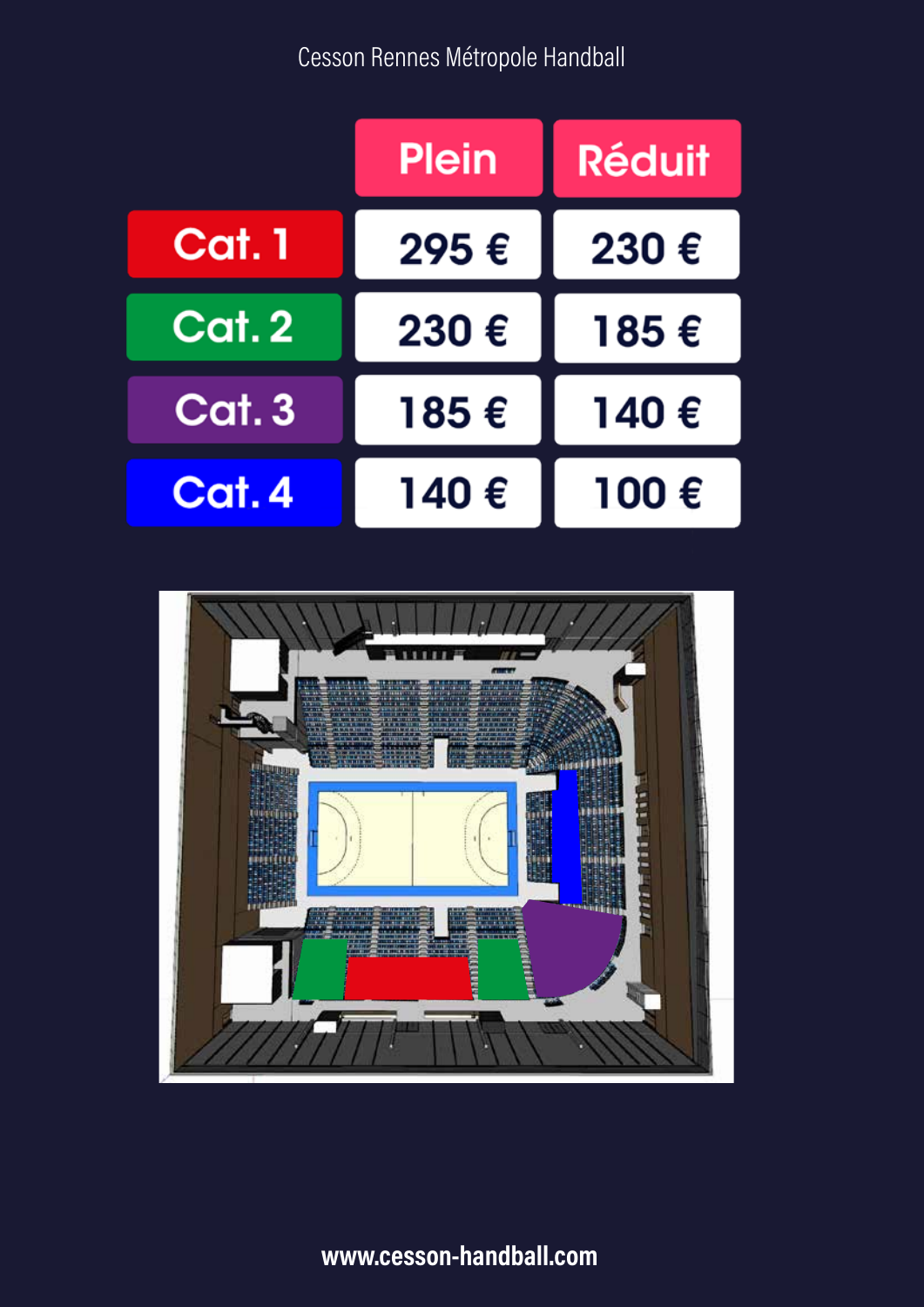Cesson Rennes Métropole Handball

| | Plein | Réduit |
|---|---|---|
| Cat. 1 | 295 € | 230 € |
| Cat. 2 | 230 € | 185 € |
| Cat. 3 | 185 € | 140 € |
| Cat. 4 | 140 € | 100 € |

**www.cesson-handball.com**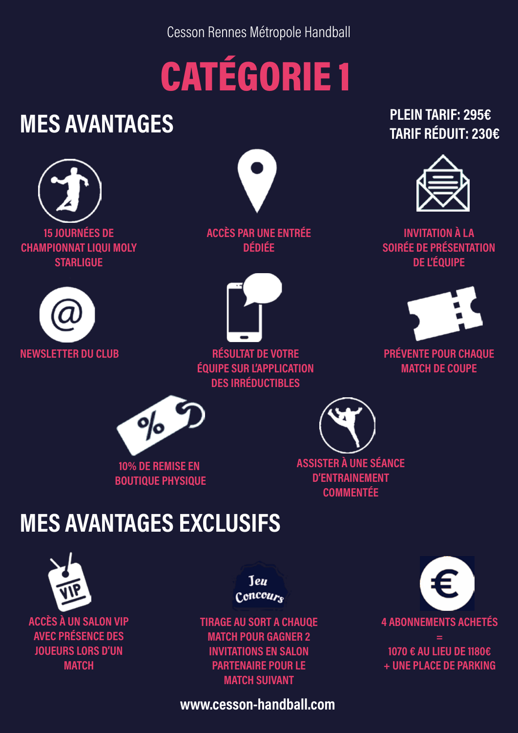Cesson Rennes Métropole Handball

# CATÉGORIE 1

**PLEIN TARIF: 295€**
**TARIF RÉDUIT: 230€**

## MES AVANTAGES

- 15 JOURNÉES DE CHAMPIONNAT LIQUI MOLY STARLIGUE
- ACCÈS PAR UNE ENTRÉE DÉDIÉE
- INVITATION À LA SOIRÉE DE PRÉSENTATION DE L'ÉQUIPE
- NEWSLETTER DU CLUB
- RÉSULTAT DE VOTRE ÉQUIPE SUR L'APPLICATION DES IRRÉDUCTIBLES
- PRÉVENTE POUR CHAQUE MATCH DE COUPE
- 10% DE REMISE EN BOUTIQUE PHYSIQUE
- ASSISTER À UNE SÉANCE D'ENTRAINEMENT COMMENTÉE

## MES AVANTAGES EXCLUSIFS

- ACCÈS À UN SALON VIP AVEC PRÉSENCE DES JOUEURS LORS D'UN MATCH
- Jeu Concours : TIRAGE AU SORT A CHAUQE MATCH POUR GAGNER 2 INVITATIONS EN SALON PARTENAIRE POUR LE MATCH SUIVANT
- 4 ABONNEMENTS ACHETÉS = 1070 € AU LIEU DE 1180€ + UNE PLACE DE PARKING

**www.cesson-handball.com**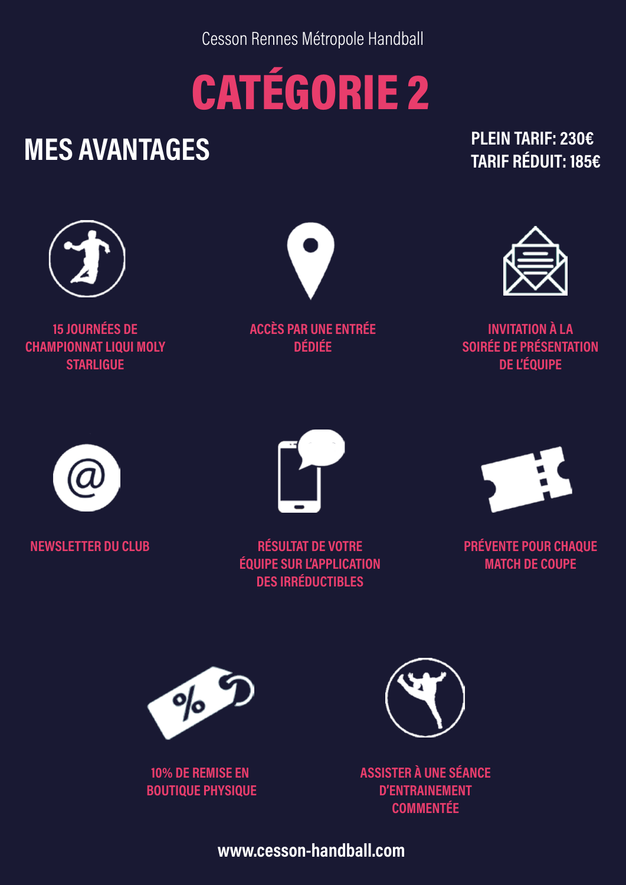Cesson Rennes Métropole Handball

# CATÉGORIE 2

## MES AVANTAGES

**PLEIN TARIF: 230€**
**TARIF RÉDUIT: 185€**

- 15 JOURNÉES DE CHAMPIONNAT LIQUI MOLY STARLIGUE
- ACCÈS PAR UNE ENTRÉE DÉDIÉE
- INVITATION À LA SOIRÉE DE PRÉSENTATION DE L'ÉQUIPE
- NEWSLETTER DU CLUB
- RÉSULTAT DE VOTRE ÉQUIPE SUR L'APPLICATION DES IRRÉDUCTIBLES
- PRÉVENTE POUR CHAQUE MATCH DE COUPE
- 10% DE REMISE EN BOUTIQUE PHYSIQUE
- ASSISTER À UNE SÉANCE D'ENTRAINEMENT COMMENTÉE

**www.cesson-handball.com**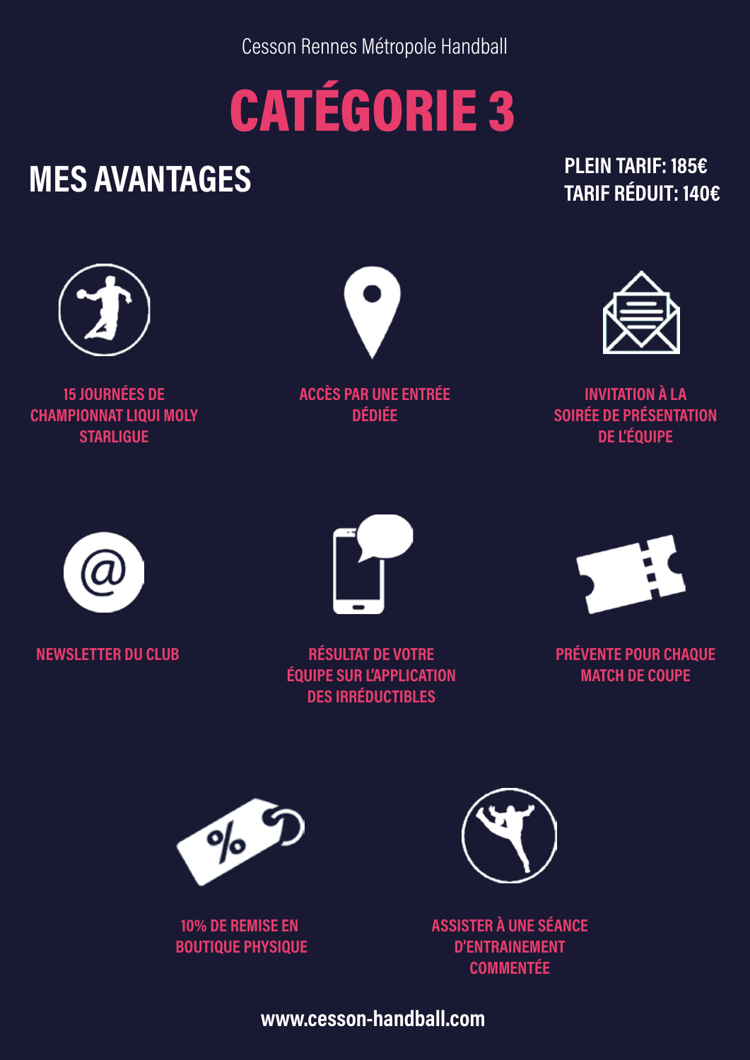Cesson Rennes Métropole Handball

# CATÉGORIE 3

## MES AVANTAGES

**PLEIN TARIF: 185€**
**TARIF RÉDUIT: 140€**

- 15 JOURNÉES DE CHAMPIONNAT LIQUI MOLY STARLIGUE
- ACCÈS PAR UNE ENTRÉE DÉDIÉE
- INVITATION À LA SOIRÉE DE PRÉSENTATION DE L'ÉQUIPE
- NEWSLETTER DU CLUB
- RÉSULTAT DE VOTRE ÉQUIPE SUR L'APPLICATION DES IRRÉDUCTIBLES
- PRÉVENTE POUR CHAQUE MATCH DE COUPE
- 10% DE REMISE EN BOUTIQUE PHYSIQUE
- ASSISTER À UNE SÉANCE D'ENTRAINEMENT COMMENTÉE

**www.cesson-handball.com**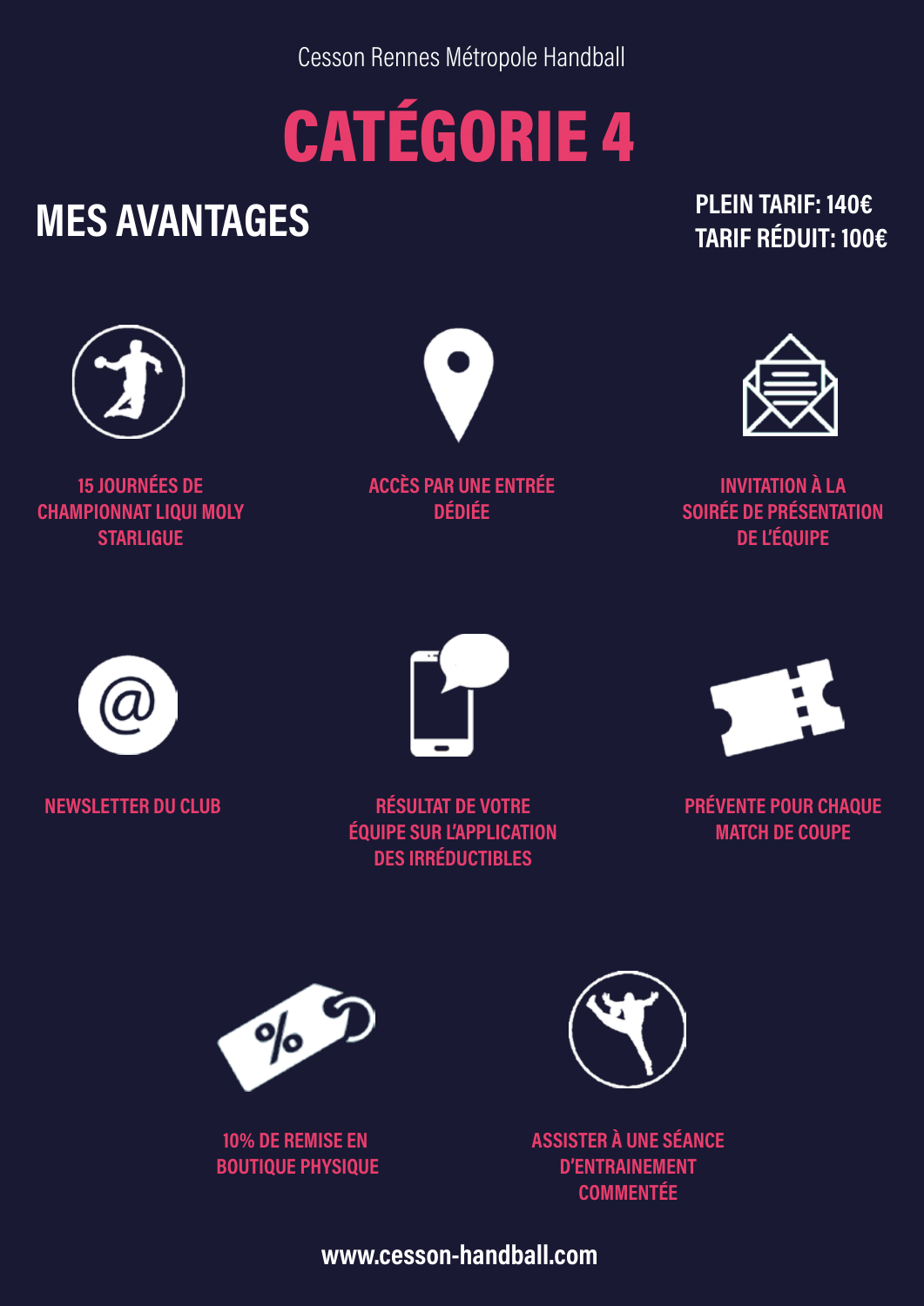Cesson Rennes Métropole Handball

# CATÉGORIE 4

## MES AVANTAGES

**PLEIN TARIF: 140€**
**TARIF RÉDUIT: 100€**

- 15 JOURNÉES DE CHAMPIONNAT LIQUI MOLY STARLIGUE
- ACCÈS PAR UNE ENTRÉE DÉDIÉE
- INVITATION À LA SOIRÉE DE PRÉSENTATION DE L'ÉQUIPE
- NEWSLETTER DU CLUB
- RÉSULTAT DE VOTRE ÉQUIPE SUR L'APPLICATION DES IRRÉDUCTIBLES
- PRÉVENTE POUR CHAQUE MATCH DE COUPE
- 10% DE REMISE EN BOUTIQUE PHYSIQUE
- ASSISTER À UNE SÉANCE D'ENTRAINEMENT COMMENTÉE

**www.cesson-handball.com**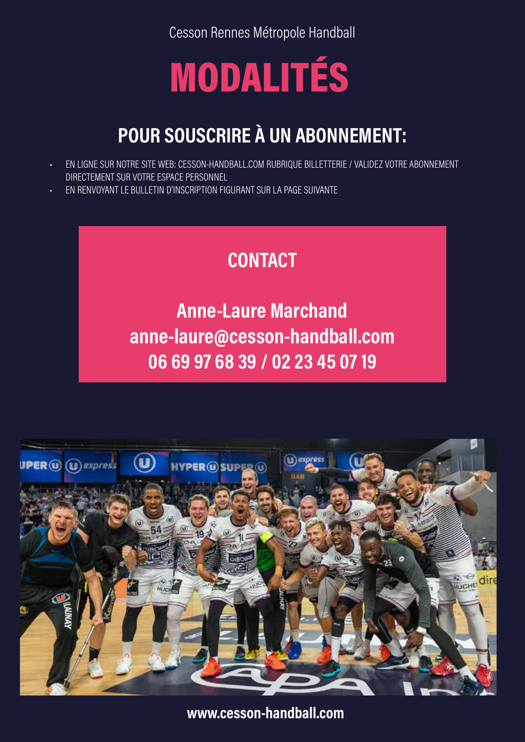Cesson Rennes Métropole Handball

# MODALITÉS

## POUR SOUSCRIRE À UN ABONNEMENT:

- EN LIGNE SUR NOTRE SITE WEB: CESSON-HANDBALL.COM RUBRIQUE BILLETTERIE / VALIDEZ VOTRE ABONNEMENT DIRECTEMENT SUR VOTRE ESPACE PERSONNEL
- EN RENVOYANT LE BULLETIN D'INSCRIPTION FIGURANT SUR LA PAGE SUIVANTE

## CONTACT

**Anne-Laure Marchand**
**anne-laure@cesson-handball.com**
**06 69 97 68 39 / 02 23 45 07 19**

**www.cesson-handball.com**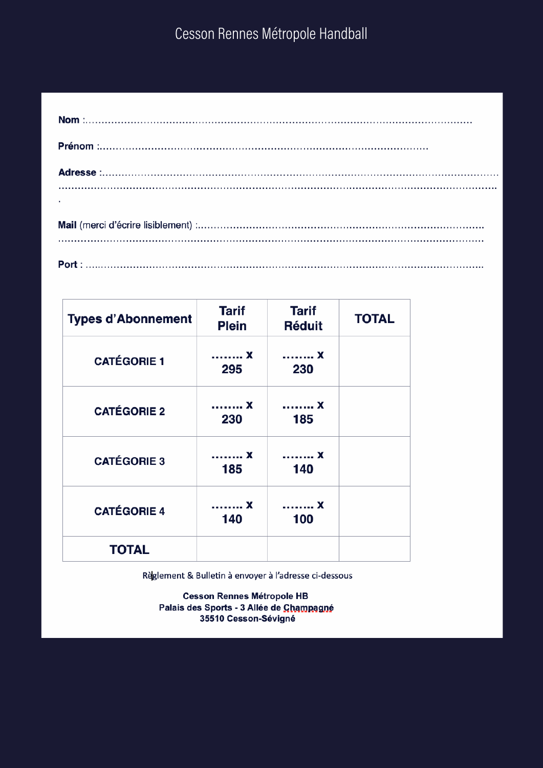Cesson Rennes Métropole Handball

**Nom** :………………………………………………………………………………………………………………

**Prénom** :………………………………………………………………………………………………

**Adresse** :…………………………………………………………………………………………………………………
…………………………………………………………………………………………………………………………………
.

**Mail** (merci d'écrire lisiblement) :……………………………………………………………………………….
…………………………………………………………………………………………………………………………………

**Port** : …………………………………………………………………………………………………………………

| Types d'Abonnement | Tarif Plein | Tarif Réduit | TOTAL |
|---|---|---|---|
| CATÉGORIE 1 | …….. x 295 | …….. x 230 | |
| CATÉGORIE 2 | …….. x 230 | …….. x 185 | |
| CATÉGORIE 3 | …….. x 185 | …….. x 140 | |
| CATÉGORIE 4 | …….. x 140 | …….. x 100 | |
| TOTAL | | | |

Règlement & Bulletin à envoyer à l'adresse ci-dessous

**Cesson Rennes Métropole HB**
**Palais des Sports - 3 Allée de Champagné**
**35510 Cesson-Sévigné**